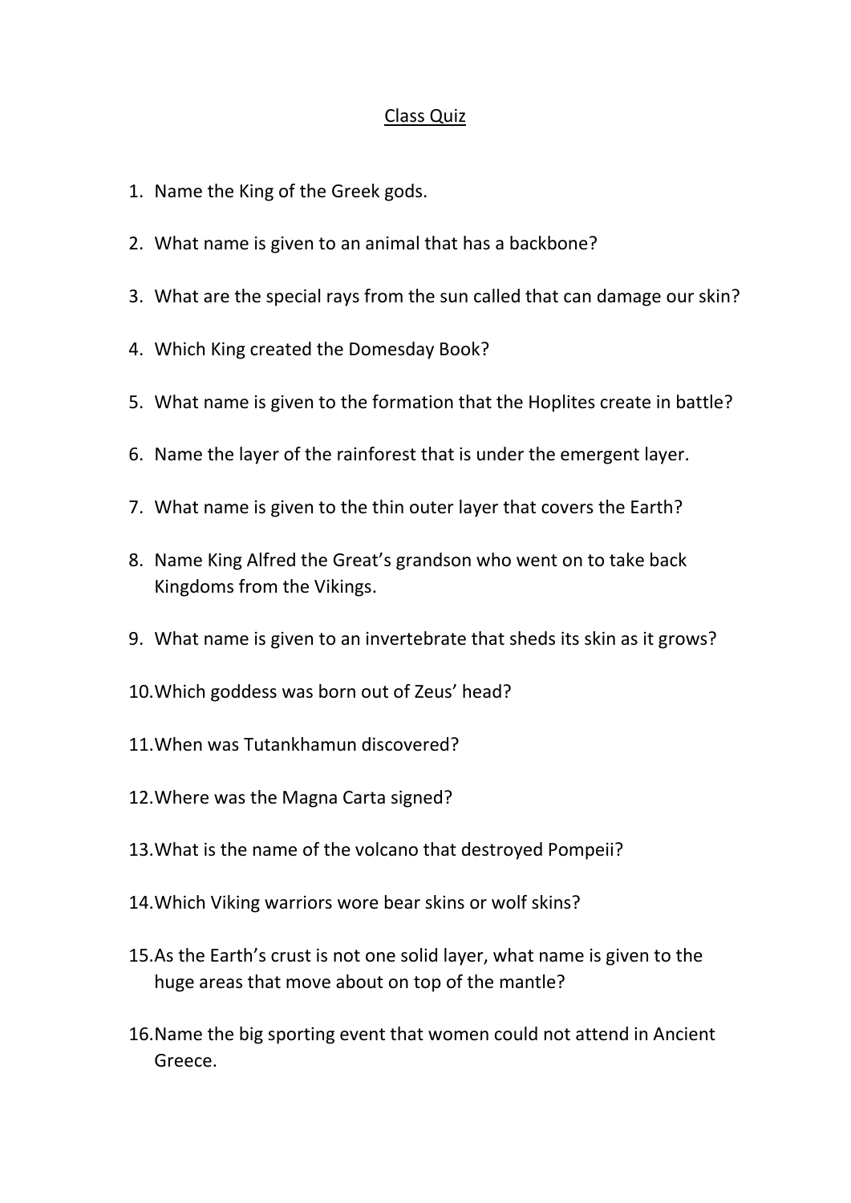# Class Quiz

1. Name the King of the Greek gods.
2. What name is given to an animal that has a backbone?
3. What are the special rays from the sun called that can damage our skin?
4. Which King created the Domesday Book?
5. What name is given to the formation that the Hoplites create in battle?
6. Name the layer of the rainforest that is under the emergent layer.
7. What name is given to the thin outer layer that covers the Earth?
8. Name King Alfred the Great's grandson who went on to take back Kingdoms from the Vikings.
9. What name is given to an invertebrate that sheds its skin as it grows?
10. Which goddess was born out of Zeus' head?
11. When was Tutankhamun discovered?
12. Where was the Magna Carta signed?
13. What is the name of the volcano that destroyed Pompeii?
14. Which Viking warriors wore bear skins or wolf skins?
15. As the Earth's crust is not one solid layer, what name is given to the huge areas that move about on top of the mantle?
16. Name the big sporting event that women could not attend in Ancient Greece.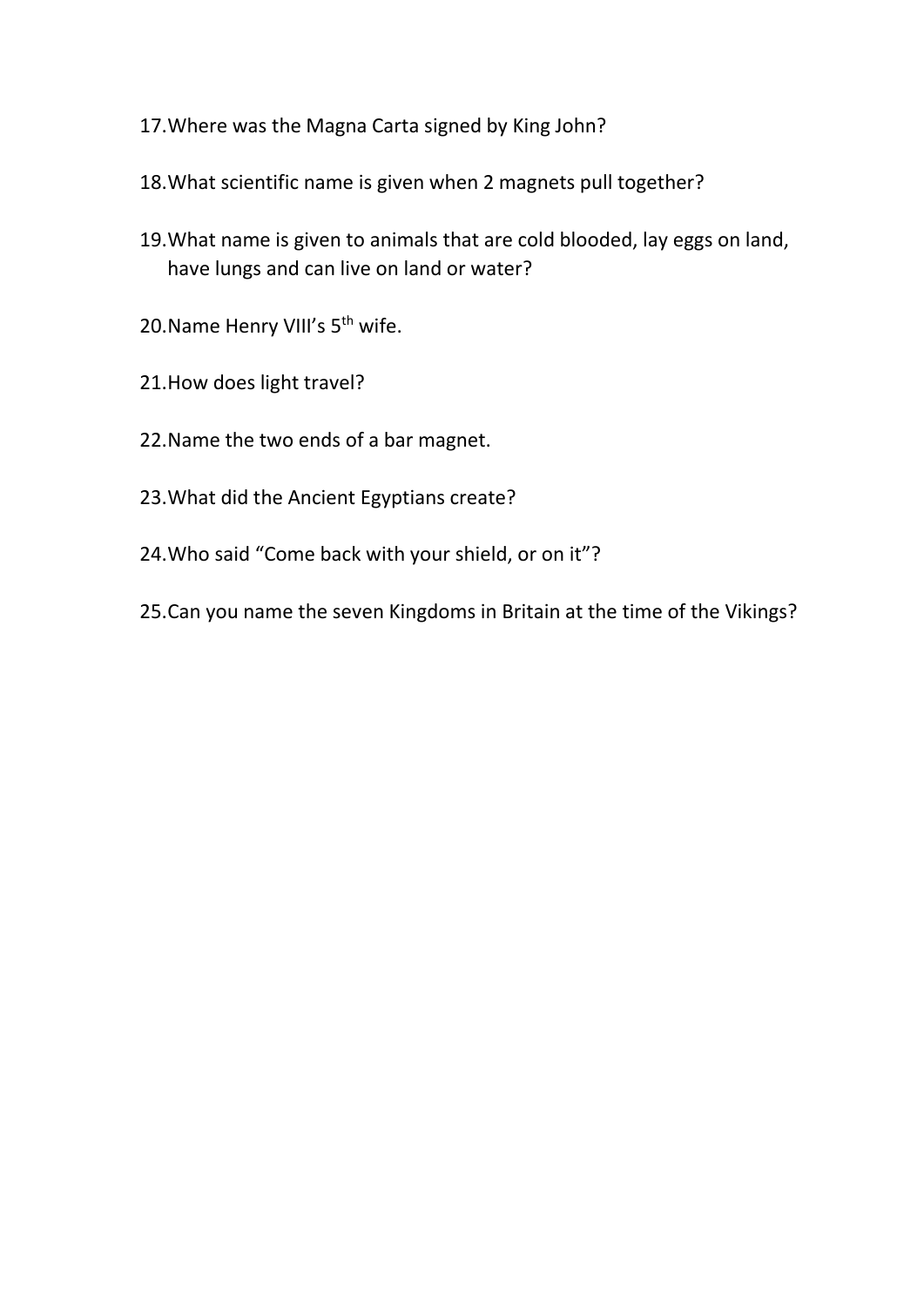17. Where was the Magna Carta signed by King John?
18. What scientific name is given when 2 magnets pull together?
19. What name is given to animals that are cold blooded, lay eggs on land, have lungs and can live on land or water?
20. Name Henry VIII's 5th wife.
21. How does light travel?
22. Name the two ends of a bar magnet.
23. What did the Ancient Egyptians create?
24. Who said "Come back with your shield, or on it"?
25. Can you name the seven Kingdoms in Britain at the time of the Vikings?